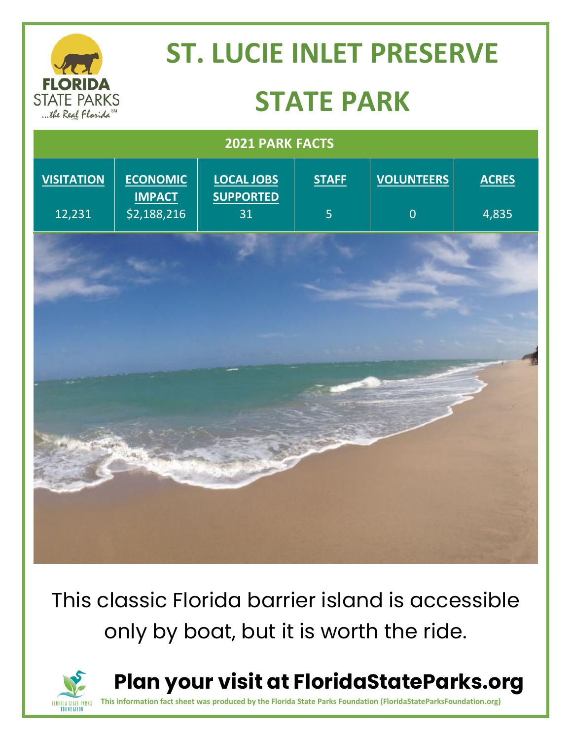# ST. LUCIE INLET PRESERVE STATE PARK

| 2021 PARK FACTS | | | | | |
|---|---|---|---|---|---|
| **VISITATION** | **ECONOMIC IMPACT** | **LOCAL JOBS SUPPORTED** | **STAFF** | **VOLUNTEERS** | **ACRES** |
| 12,231 | $2,188,216 | 31 | 5 | 0 | 4,835 |

This classic Florida barrier island is accessible only by boat, but it is worth the ride.

**Plan your visit at FloridaStateParks.org**

This information fact sheet was produced by the Florida State Parks Foundation (FloridaStateParksFoundation.org)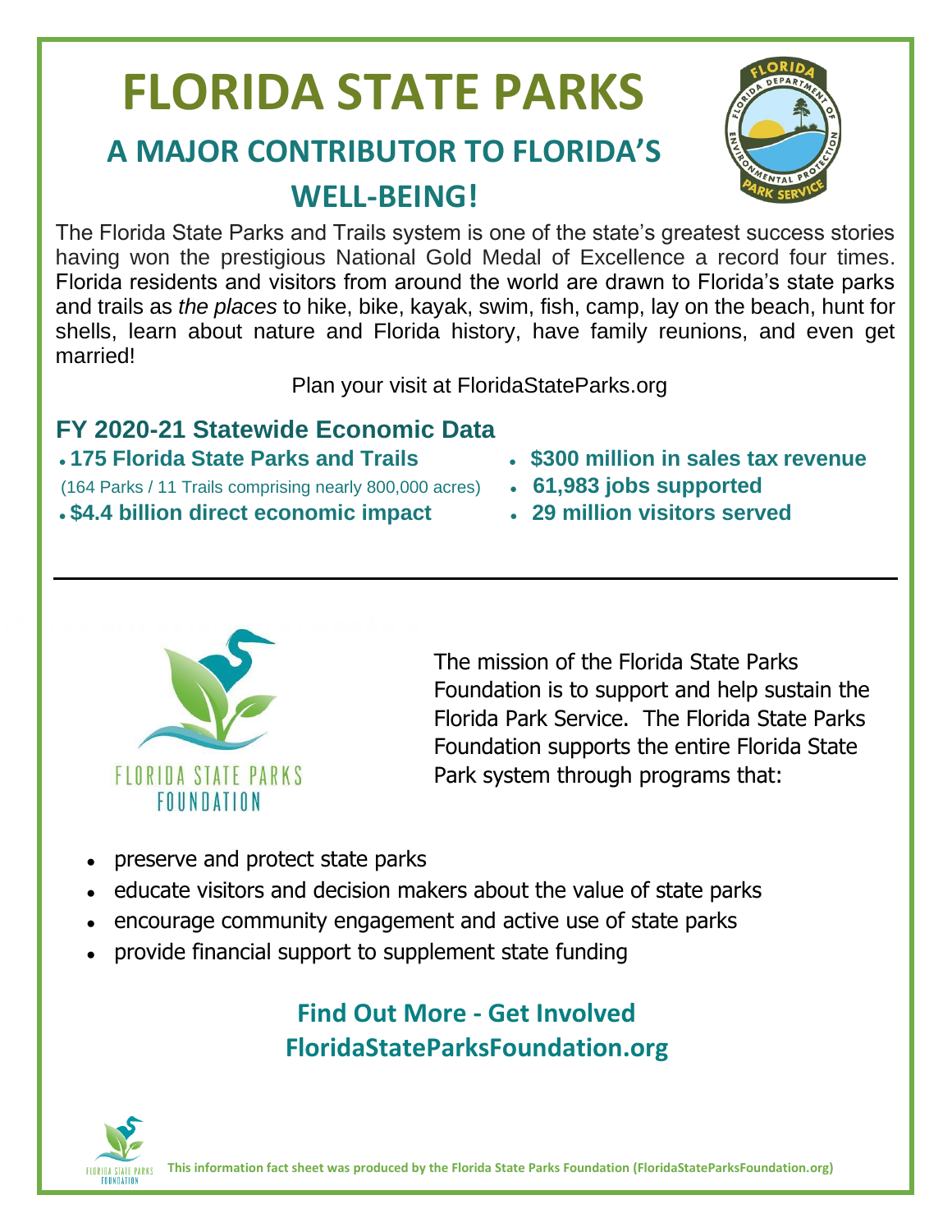# FLORIDA STATE PARKS

## A MAJOR CONTRIBUTOR TO FLORIDA'S WELL-BEING!

The Florida State Parks and Trails system is one of the state's greatest success stories having won the prestigious National Gold Medal of Excellence a record four times. Florida residents and visitors from around the world are drawn to Florida's state parks and trails as *the places* to hike, bike, kayak, swim, fish, camp, lay on the beach, hunt for shells, learn about nature and Florida history, have family reunions, and even get married!

Plan your visit at FloridaStateParks.org

### FY 2020-21 Statewide Economic Data

- **175 Florida State Parks and Trails**
  (164 Parks / 11 Trails comprising nearly 800,000 acres)
- **$4.4 billion direct economic impact**
- **$300 million in sales tax revenue**
- **61,983 jobs supported**
- **29 million visitors served**

---

FLORIDA STATE PARKS FOUNDATION

The mission of the Florida State Parks Foundation is to support and help sustain the Florida Park Service. The Florida State Parks Foundation supports the entire Florida State Park system through programs that:

- preserve and protect state parks
- educate visitors and decision makers about the value of state parks
- encourage community engagement and active use of state parks
- provide financial support to supplement state funding

**Find Out More - Get Involved**
**FloridaStateParksFoundation.org**

**This information fact sheet was produced by the Florida State Parks Foundation (FloridaStateParksFoundation.org)**